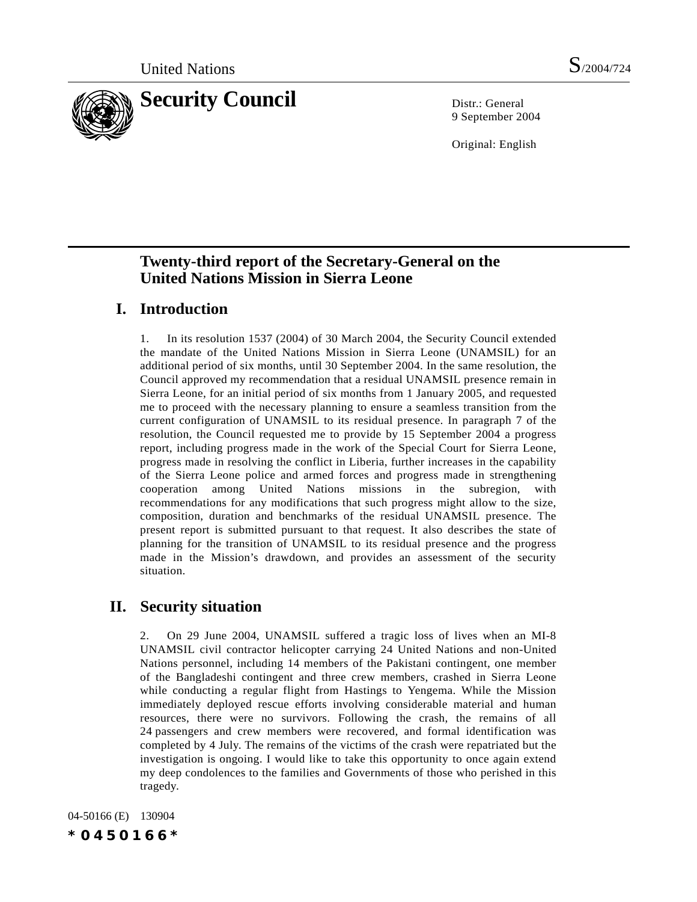United Nations S/2004/724

# Security Council

Distr.: General
9 September 2004

Original: English

## Twenty-third report of the Secretary-General on the United Nations Mission in Sierra Leone

## I. Introduction

1. In its resolution 1537 (2004) of 30 March 2004, the Security Council extended the mandate of the United Nations Mission in Sierra Leone (UNAMSIL) for an additional period of six months, until 30 September 2004. In the same resolution, the Council approved my recommendation that a residual UNAMSIL presence remain in Sierra Leone, for an initial period of six months from 1 January 2005, and requested me to proceed with the necessary planning to ensure a seamless transition from the current configuration of UNAMSIL to its residual presence. In paragraph 7 of the resolution, the Council requested me to provide by 15 September 2004 a progress report, including progress made in the work of the Special Court for Sierra Leone, progress made in resolving the conflict in Liberia, further increases in the capability of the Sierra Leone police and armed forces and progress made in strengthening cooperation among United Nations missions in the subregion, with recommendations for any modifications that such progress might allow to the size, composition, duration and benchmarks of the residual UNAMSIL presence. The present report is submitted pursuant to that request. It also describes the state of planning for the transition of UNAMSIL to its residual presence and the progress made in the Mission's drawdown, and provides an assessment of the security situation.

## II. Security situation

2. On 29 June 2004, UNAMSIL suffered a tragic loss of lives when an MI-8 UNAMSIL civil contractor helicopter carrying 24 United Nations and non-United Nations personnel, including 14 members of the Pakistani contingent, one member of the Bangladeshi contingent and three crew members, crashed in Sierra Leone while conducting a regular flight from Hastings to Yengema. While the Mission immediately deployed rescue efforts involving considerable material and human resources, there were no survivors. Following the crash, the remains of all 24 passengers and crew members were recovered, and formal identification was completed by 4 July. The remains of the victims of the crash were repatriated but the investigation is ongoing. I would like to take this opportunity to once again extend my deep condolences to the families and Governments of those who perished in this tragedy.

04-50166 (E) 130904

*0450166*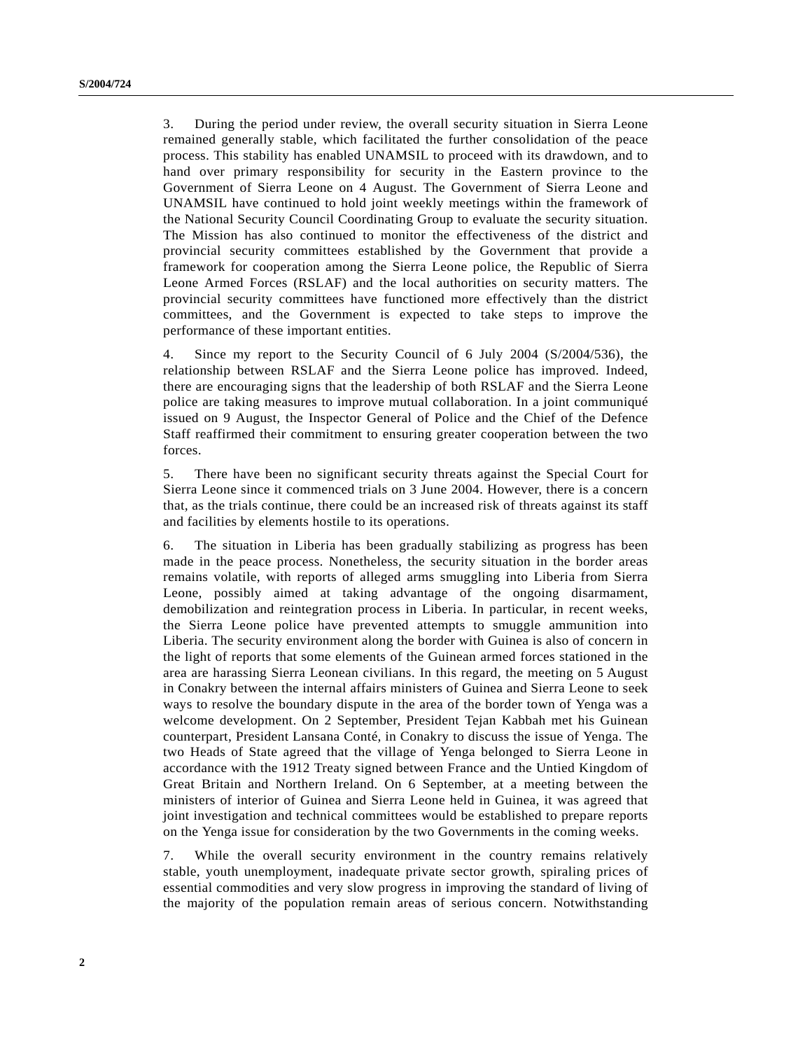3. During the period under review, the overall security situation in Sierra Leone remained generally stable, which facilitated the further consolidation of the peace process. This stability has enabled UNAMSIL to proceed with its drawdown, and to hand over primary responsibility for security in the Eastern province to the Government of Sierra Leone on 4 August. The Government of Sierra Leone and UNAMSIL have continued to hold joint weekly meetings within the framework of the National Security Council Coordinating Group to evaluate the security situation. The Mission has also continued to monitor the effectiveness of the district and provincial security committees established by the Government that provide a framework for cooperation among the Sierra Leone police, the Republic of Sierra Leone Armed Forces (RSLAF) and the local authorities on security matters. The provincial security committees have functioned more effectively than the district committees, and the Government is expected to take steps to improve the performance of these important entities.

4. Since my report to the Security Council of 6 July 2004 (S/2004/536), the relationship between RSLAF and the Sierra Leone police has improved. Indeed, there are encouraging signs that the leadership of both RSLAF and the Sierra Leone police are taking measures to improve mutual collaboration. In a joint communiqué issued on 9 August, the Inspector General of Police and the Chief of the Defence Staff reaffirmed their commitment to ensuring greater cooperation between the two forces.

5. There have been no significant security threats against the Special Court for Sierra Leone since it commenced trials on 3 June 2004. However, there is a concern that, as the trials continue, there could be an increased risk of threats against its staff and facilities by elements hostile to its operations.

6. The situation in Liberia has been gradually stabilizing as progress has been made in the peace process. Nonetheless, the security situation in the border areas remains volatile, with reports of alleged arms smuggling into Liberia from Sierra Leone, possibly aimed at taking advantage of the ongoing disarmament, demobilization and reintegration process in Liberia. In particular, in recent weeks, the Sierra Leone police have prevented attempts to smuggle ammunition into Liberia. The security environment along the border with Guinea is also of concern in the light of reports that some elements of the Guinean armed forces stationed in the area are harassing Sierra Leonean civilians. In this regard, the meeting on 5 August in Conakry between the internal affairs ministers of Guinea and Sierra Leone to seek ways to resolve the boundary dispute in the area of the border town of Yenga was a welcome development. On 2 September, President Tejan Kabbah met his Guinean counterpart, President Lansana Conté, in Conakry to discuss the issue of Yenga. The two Heads of State agreed that the village of Yenga belonged to Sierra Leone in accordance with the 1912 Treaty signed between France and the Untied Kingdom of Great Britain and Northern Ireland. On 6 September, at a meeting between the ministers of interior of Guinea and Sierra Leone held in Guinea, it was agreed that joint investigation and technical committees would be established to prepare reports on the Yenga issue for consideration by the two Governments in the coming weeks.

7. While the overall security environment in the country remains relatively stable, youth unemployment, inadequate private sector growth, spiraling prices of essential commodities and very slow progress in improving the standard of living of the majority of the population remain areas of serious concern. Notwithstanding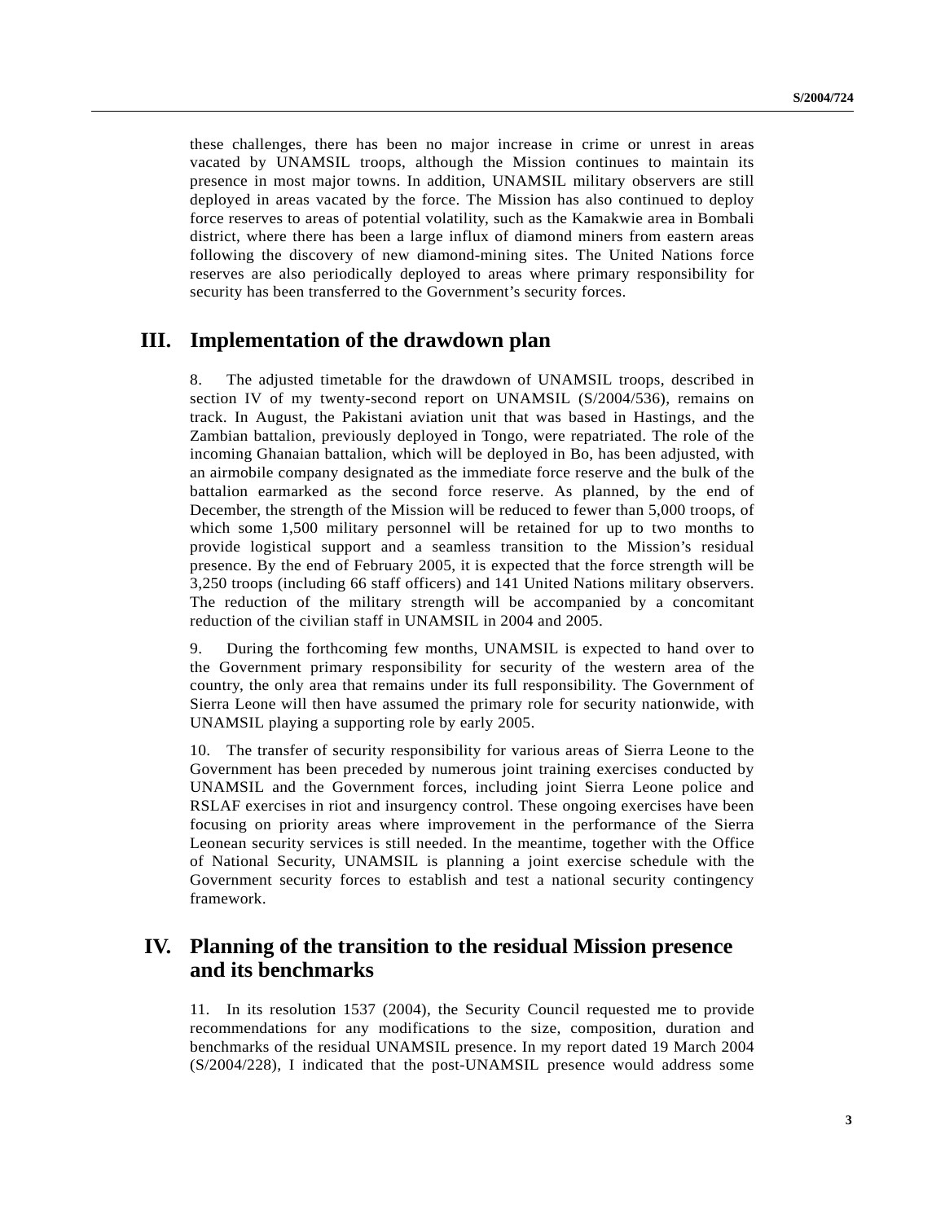these challenges, there has been no major increase in crime or unrest in areas vacated by UNAMSIL troops, although the Mission continues to maintain its presence in most major towns. In addition, UNAMSIL military observers are still deployed in areas vacated by the force. The Mission has also continued to deploy force reserves to areas of potential volatility, such as the Kamakwie area in Bombali district, where there has been a large influx of diamond miners from eastern areas following the discovery of new diamond-mining sites. The United Nations force reserves are also periodically deployed to areas where primary responsibility for security has been transferred to the Government's security forces.

## III. Implementation of the drawdown plan

8. The adjusted timetable for the drawdown of UNAMSIL troops, described in section IV of my twenty-second report on UNAMSIL (S/2004/536), remains on track. In August, the Pakistani aviation unit that was based in Hastings, and the Zambian battalion, previously deployed in Tongo, were repatriated. The role of the incoming Ghanaian battalion, which will be deployed in Bo, has been adjusted, with an airmobile company designated as the immediate force reserve and the bulk of the battalion earmarked as the second force reserve. As planned, by the end of December, the strength of the Mission will be reduced to fewer than 5,000 troops, of which some 1,500 military personnel will be retained for up to two months to provide logistical support and a seamless transition to the Mission's residual presence. By the end of February 2005, it is expected that the force strength will be 3,250 troops (including 66 staff officers) and 141 United Nations military observers. The reduction of the military strength will be accompanied by a concomitant reduction of the civilian staff in UNAMSIL in 2004 and 2005.

9. During the forthcoming few months, UNAMSIL is expected to hand over to the Government primary responsibility for security of the western area of the country, the only area that remains under its full responsibility. The Government of Sierra Leone will then have assumed the primary role for security nationwide, with UNAMSIL playing a supporting role by early 2005.

10. The transfer of security responsibility for various areas of Sierra Leone to the Government has been preceded by numerous joint training exercises conducted by UNAMSIL and the Government forces, including joint Sierra Leone police and RSLAF exercises in riot and insurgency control. These ongoing exercises have been focusing on priority areas where improvement in the performance of the Sierra Leonean security services is still needed. In the meantime, together with the Office of National Security, UNAMSIL is planning a joint exercise schedule with the Government security forces to establish and test a national security contingency framework.

## IV. Planning of the transition to the residual Mission presence and its benchmarks

11. In its resolution 1537 (2004), the Security Council requested me to provide recommendations for any modifications to the size, composition, duration and benchmarks of the residual UNAMSIL presence. In my report dated 19 March 2004 (S/2004/228), I indicated that the post-UNAMSIL presence would address some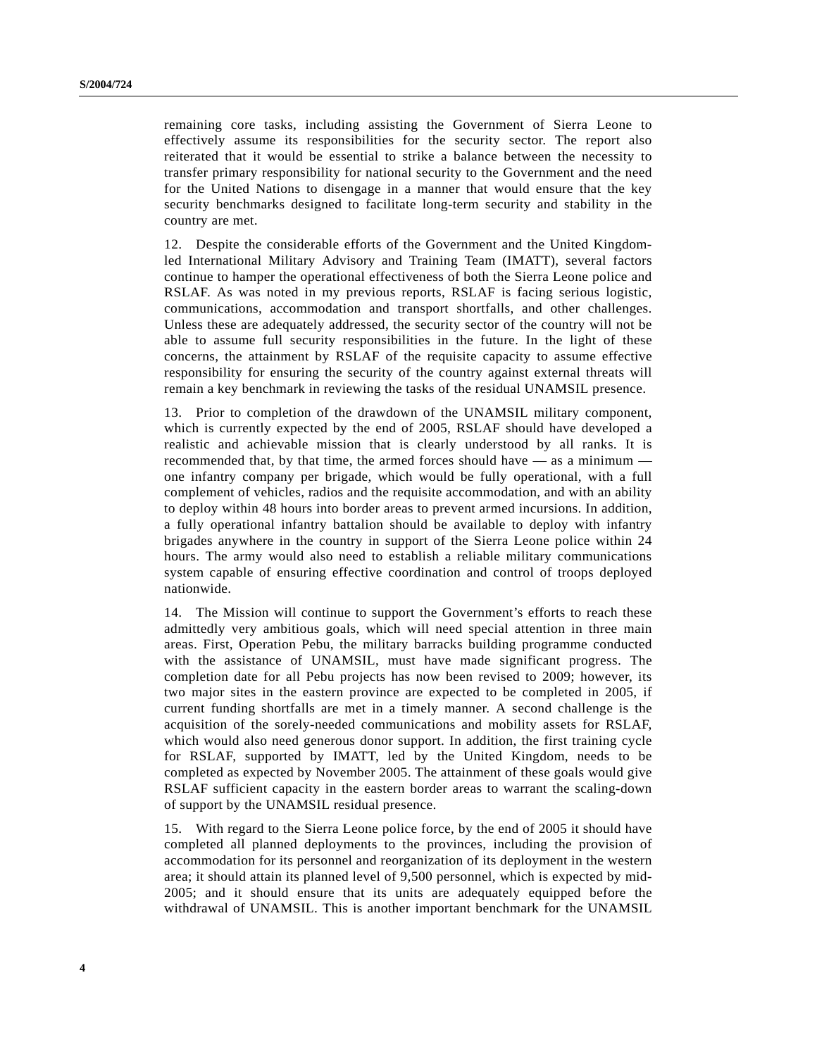remaining core tasks, including assisting the Government of Sierra Leone to effectively assume its responsibilities for the security sector. The report also reiterated that it would be essential to strike a balance between the necessity to transfer primary responsibility for national security to the Government and the need for the United Nations to disengage in a manner that would ensure that the key security benchmarks designed to facilitate long-term security and stability in the country are met.

12. Despite the considerable efforts of the Government and the United Kingdom-led International Military Advisory and Training Team (IMATT), several factors continue to hamper the operational effectiveness of both the Sierra Leone police and RSLAF. As was noted in my previous reports, RSLAF is facing serious logistic, communications, accommodation and transport shortfalls, and other challenges. Unless these are adequately addressed, the security sector of the country will not be able to assume full security responsibilities in the future. In the light of these concerns, the attainment by RSLAF of the requisite capacity to assume effective responsibility for ensuring the security of the country against external threats will remain a key benchmark in reviewing the tasks of the residual UNAMSIL presence.

13. Prior to completion of the drawdown of the UNAMSIL military component, which is currently expected by the end of 2005, RSLAF should have developed a realistic and achievable mission that is clearly understood by all ranks. It is recommended that, by that time, the armed forces should have — as a minimum — one infantry company per brigade, which would be fully operational, with a full complement of vehicles, radios and the requisite accommodation, and with an ability to deploy within 48 hours into border areas to prevent armed incursions. In addition, a fully operational infantry battalion should be available to deploy with infantry brigades anywhere in the country in support of the Sierra Leone police within 24 hours. The army would also need to establish a reliable military communications system capable of ensuring effective coordination and control of troops deployed nationwide.

14. The Mission will continue to support the Government's efforts to reach these admittedly very ambitious goals, which will need special attention in three main areas. First, Operation Pebu, the military barracks building programme conducted with the assistance of UNAMSIL, must have made significant progress. The completion date for all Pebu projects has now been revised to 2009; however, its two major sites in the eastern province are expected to be completed in 2005, if current funding shortfalls are met in a timely manner. A second challenge is the acquisition of the sorely-needed communications and mobility assets for RSLAF, which would also need generous donor support. In addition, the first training cycle for RSLAF, supported by IMATT, led by the United Kingdom, needs to be completed as expected by November 2005. The attainment of these goals would give RSLAF sufficient capacity in the eastern border areas to warrant the scaling-down of support by the UNAMSIL residual presence.

15. With regard to the Sierra Leone police force, by the end of 2005 it should have completed all planned deployments to the provinces, including the provision of accommodation for its personnel and reorganization of its deployment in the western area; it should attain its planned level of 9,500 personnel, which is expected by mid-2005; and it should ensure that its units are adequately equipped before the withdrawal of UNAMSIL. This is another important benchmark for the UNAMSIL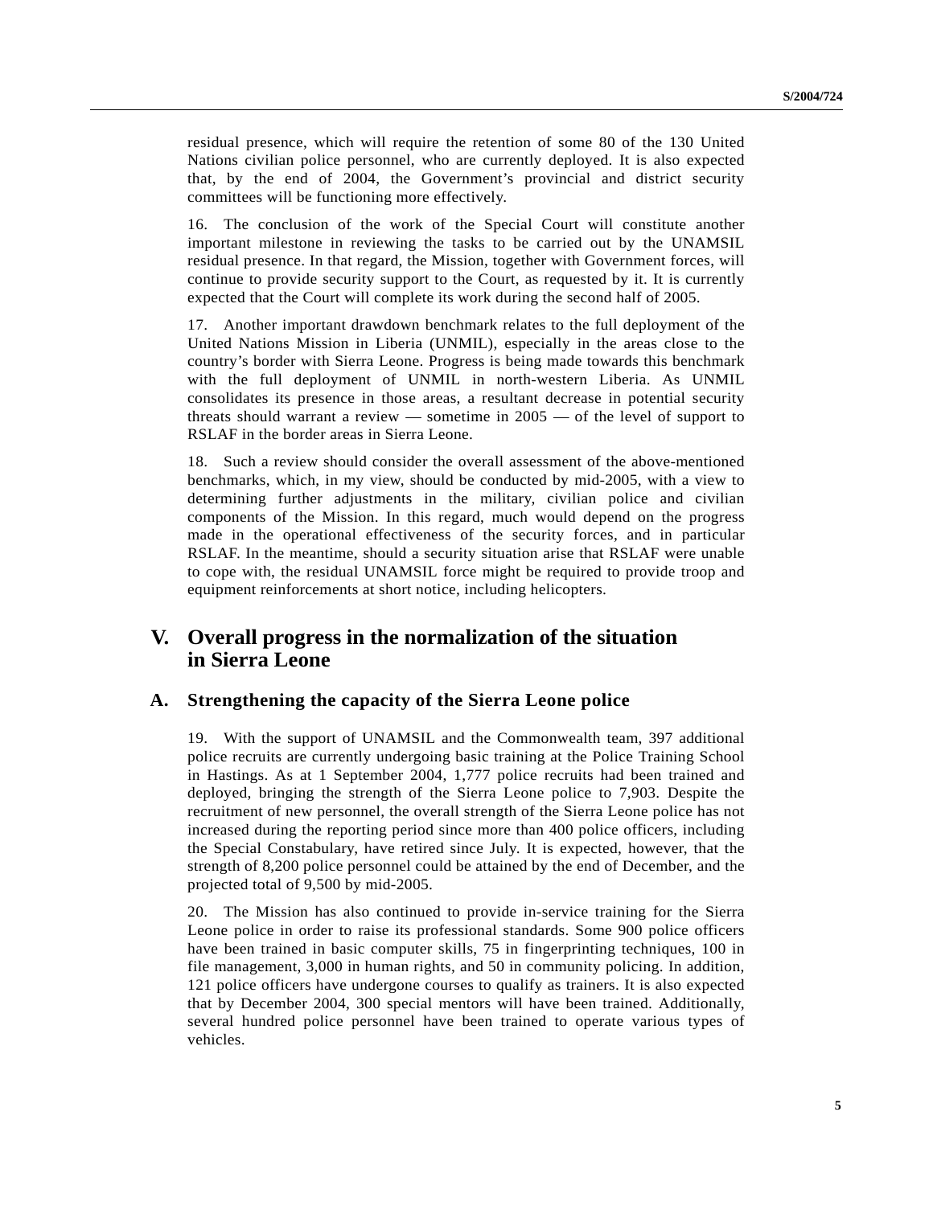residual presence, which will require the retention of some 80 of the 130 United Nations civilian police personnel, who are currently deployed. It is also expected that, by the end of 2004, the Government's provincial and district security committees will be functioning more effectively.

16. The conclusion of the work of the Special Court will constitute another important milestone in reviewing the tasks to be carried out by the UNAMSIL residual presence. In that regard, the Mission, together with Government forces, will continue to provide security support to the Court, as requested by it. It is currently expected that the Court will complete its work during the second half of 2005.

17. Another important drawdown benchmark relates to the full deployment of the United Nations Mission in Liberia (UNMIL), especially in the areas close to the country's border with Sierra Leone. Progress is being made towards this benchmark with the full deployment of UNMIL in north-western Liberia. As UNMIL consolidates its presence in those areas, a resultant decrease in potential security threats should warrant a review — sometime in 2005 — of the level of support to RSLAF in the border areas in Sierra Leone.

18. Such a review should consider the overall assessment of the above-mentioned benchmarks, which, in my view, should be conducted by mid-2005, with a view to determining further adjustments in the military, civilian police and civilian components of the Mission. In this regard, much would depend on the progress made in the operational effectiveness of the security forces, and in particular RSLAF. In the meantime, should a security situation arise that RSLAF were unable to cope with, the residual UNAMSIL force might be required to provide troop and equipment reinforcements at short notice, including helicopters.

# V. Overall progress in the normalization of the situation in Sierra Leone

## A. Strengthening the capacity of the Sierra Leone police

19. With the support of UNAMSIL and the Commonwealth team, 397 additional police recruits are currently undergoing basic training at the Police Training School in Hastings. As at 1 September 2004, 1,777 police recruits had been trained and deployed, bringing the strength of the Sierra Leone police to 7,903. Despite the recruitment of new personnel, the overall strength of the Sierra Leone police has not increased during the reporting period since more than 400 police officers, including the Special Constabulary, have retired since July. It is expected, however, that the strength of 8,200 police personnel could be attained by the end of December, and the projected total of 9,500 by mid-2005.

20. The Mission has also continued to provide in-service training for the Sierra Leone police in order to raise its professional standards. Some 900 police officers have been trained in basic computer skills, 75 in fingerprinting techniques, 100 in file management, 3,000 in human rights, and 50 in community policing. In addition, 121 police officers have undergone courses to qualify as trainers. It is also expected that by December 2004, 300 special mentors will have been trained. Additionally, several hundred police personnel have been trained to operate various types of vehicles.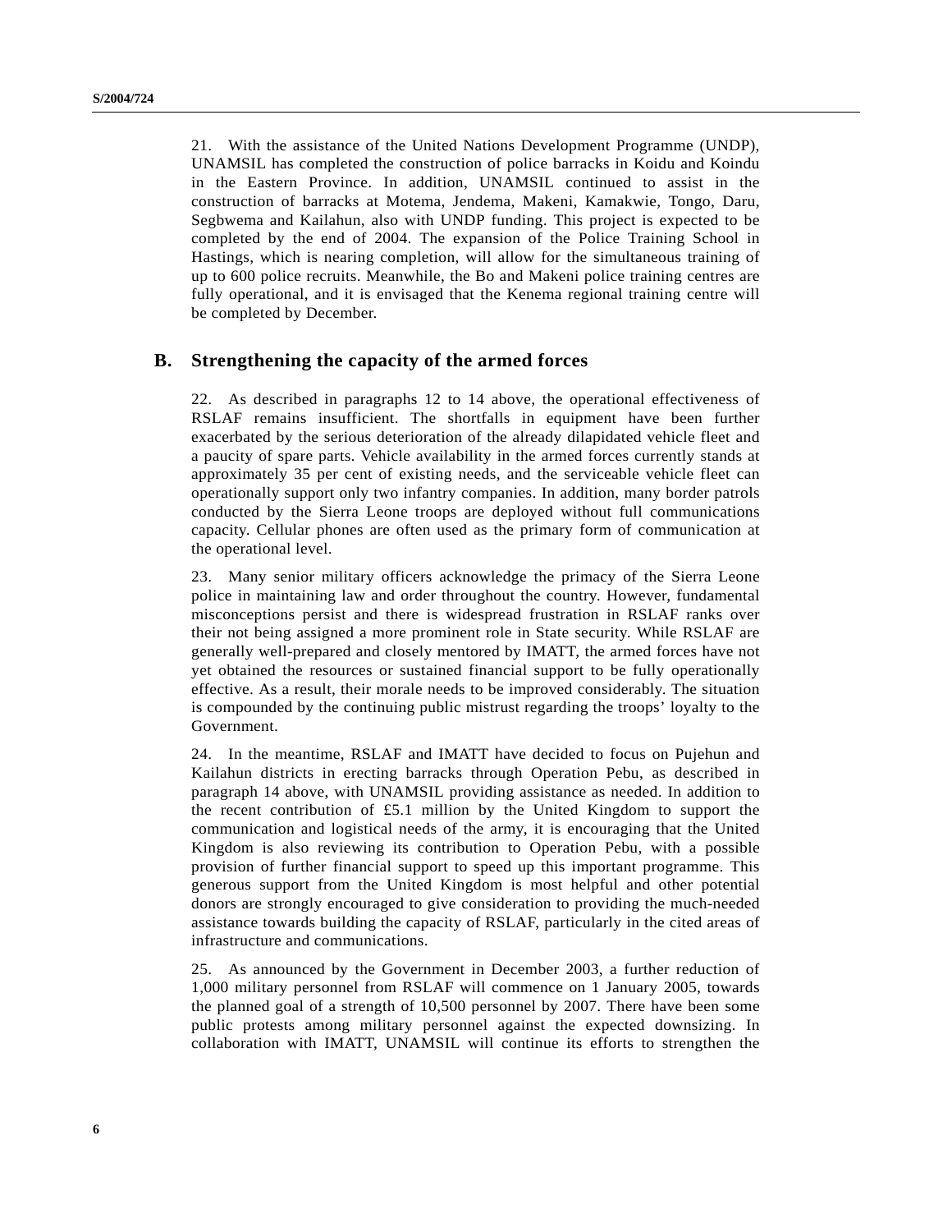21. With the assistance of the United Nations Development Programme (UNDP), UNAMSIL has completed the construction of police barracks in Koidu and Koindu in the Eastern Province. In addition, UNAMSIL continued to assist in the construction of barracks at Motema, Jendema, Makeni, Kamakwie, Tongo, Daru, Segbwema and Kailahun, also with UNDP funding. This project is expected to be completed by the end of 2004. The expansion of the Police Training School in Hastings, which is nearing completion, will allow for the simultaneous training of up to 600 police recruits. Meanwhile, the Bo and Makeni police training centres are fully operational, and it is envisaged that the Kenema regional training centre will be completed by December.

## B. Strengthening the capacity of the armed forces

22. As described in paragraphs 12 to 14 above, the operational effectiveness of RSLAF remains insufficient. The shortfalls in equipment have been further exacerbated by the serious deterioration of the already dilapidated vehicle fleet and a paucity of spare parts. Vehicle availability in the armed forces currently stands at approximately 35 per cent of existing needs, and the serviceable vehicle fleet can operationally support only two infantry companies. In addition, many border patrols conducted by the Sierra Leone troops are deployed without full communications capacity. Cellular phones are often used as the primary form of communication at the operational level.

23. Many senior military officers acknowledge the primacy of the Sierra Leone police in maintaining law and order throughout the country. However, fundamental misconceptions persist and there is widespread frustration in RSLAF ranks over their not being assigned a more prominent role in State security. While RSLAF are generally well-prepared and closely mentored by IMATT, the armed forces have not yet obtained the resources or sustained financial support to be fully operationally effective. As a result, their morale needs to be improved considerably. The situation is compounded by the continuing public mistrust regarding the troops' loyalty to the Government.

24. In the meantime, RSLAF and IMATT have decided to focus on Pujehun and Kailahun districts in erecting barracks through Operation Pebu, as described in paragraph 14 above, with UNAMSIL providing assistance as needed. In addition to the recent contribution of £5.1 million by the United Kingdom to support the communication and logistical needs of the army, it is encouraging that the United Kingdom is also reviewing its contribution to Operation Pebu, with a possible provision of further financial support to speed up this important programme. This generous support from the United Kingdom is most helpful and other potential donors are strongly encouraged to give consideration to providing the much-needed assistance towards building the capacity of RSLAF, particularly in the cited areas of infrastructure and communications.

25. As announced by the Government in December 2003, a further reduction of 1,000 military personnel from RSLAF will commence on 1 January 2005, towards the planned goal of a strength of 10,500 personnel by 2007. There have been some public protests among military personnel against the expected downsizing. In collaboration with IMATT, UNAMSIL will continue its efforts to strengthen the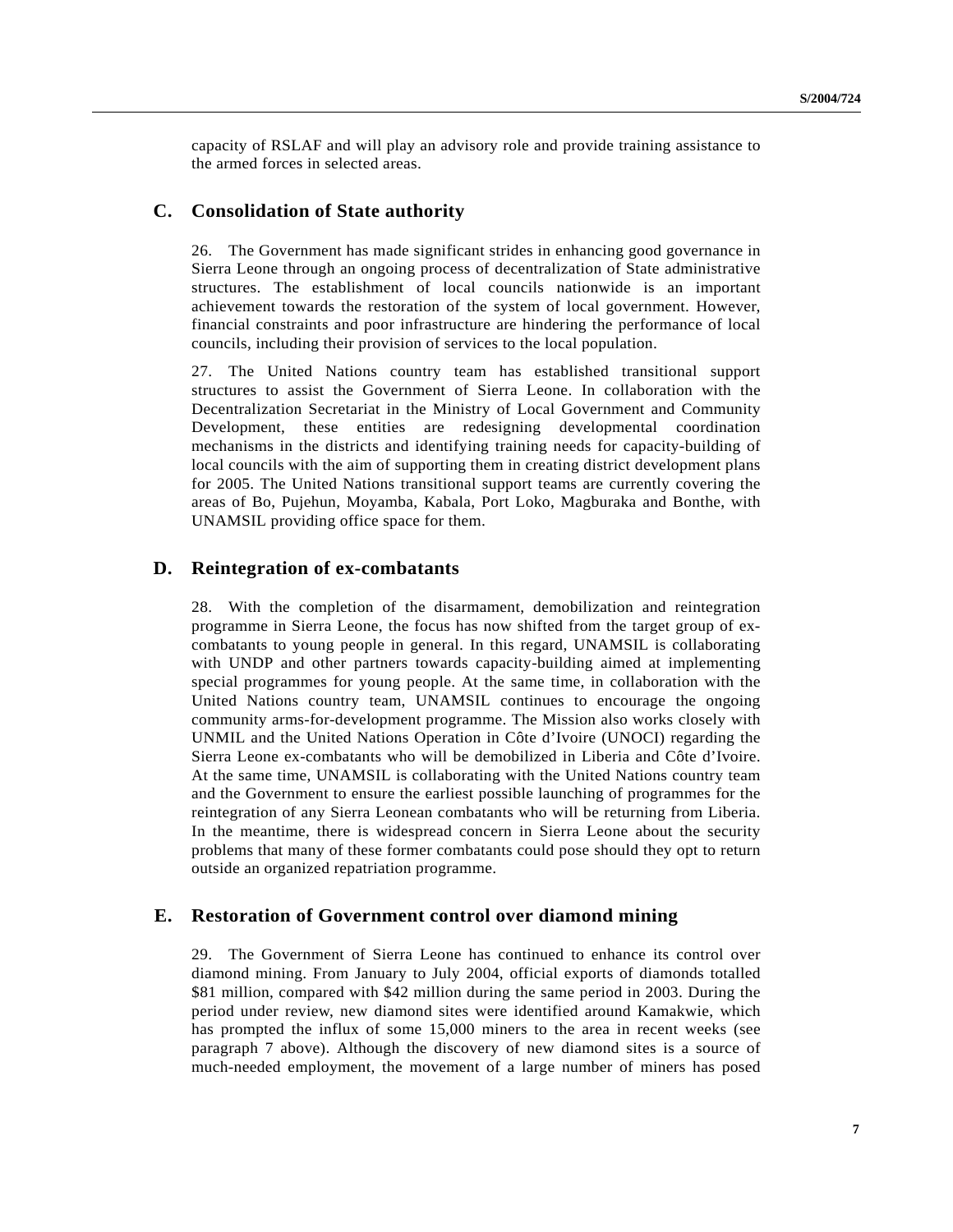capacity of RSLAF and will play an advisory role and provide training assistance to the armed forces in selected areas.

## C. Consolidation of State authority

26. The Government has made significant strides in enhancing good governance in Sierra Leone through an ongoing process of decentralization of State administrative structures. The establishment of local councils nationwide is an important achievement towards the restoration of the system of local government. However, financial constraints and poor infrastructure are hindering the performance of local councils, including their provision of services to the local population.

27. The United Nations country team has established transitional support structures to assist the Government of Sierra Leone. In collaboration with the Decentralization Secretariat in the Ministry of Local Government and Community Development, these entities are redesigning developmental coordination mechanisms in the districts and identifying training needs for capacity-building of local councils with the aim of supporting them in creating district development plans for 2005. The United Nations transitional support teams are currently covering the areas of Bo, Pujehun, Moyamba, Kabala, Port Loko, Magburaka and Bonthe, with UNAMSIL providing office space for them.

## D. Reintegration of ex-combatants

28. With the completion of the disarmament, demobilization and reintegration programme in Sierra Leone, the focus has now shifted from the target group of ex-combatants to young people in general. In this regard, UNAMSIL is collaborating with UNDP and other partners towards capacity-building aimed at implementing special programmes for young people. At the same time, in collaboration with the United Nations country team, UNAMSIL continues to encourage the ongoing community arms-for-development programme. The Mission also works closely with UNMIL and the United Nations Operation in Côte d'Ivoire (UNOCI) regarding the Sierra Leone ex-combatants who will be demobilized in Liberia and Côte d'Ivoire. At the same time, UNAMSIL is collaborating with the United Nations country team and the Government to ensure the earliest possible launching of programmes for the reintegration of any Sierra Leonean combatants who will be returning from Liberia. In the meantime, there is widespread concern in Sierra Leone about the security problems that many of these former combatants could pose should they opt to return outside an organized repatriation programme.

## E. Restoration of Government control over diamond mining

29. The Government of Sierra Leone has continued to enhance its control over diamond mining. From January to July 2004, official exports of diamonds totalled \$81 million, compared with \$42 million during the same period in 2003. During the period under review, new diamond sites were identified around Kamakwie, which has prompted the influx of some 15,000 miners to the area in recent weeks (see paragraph 7 above). Although the discovery of new diamond sites is a source of much-needed employment, the movement of a large number of miners has posed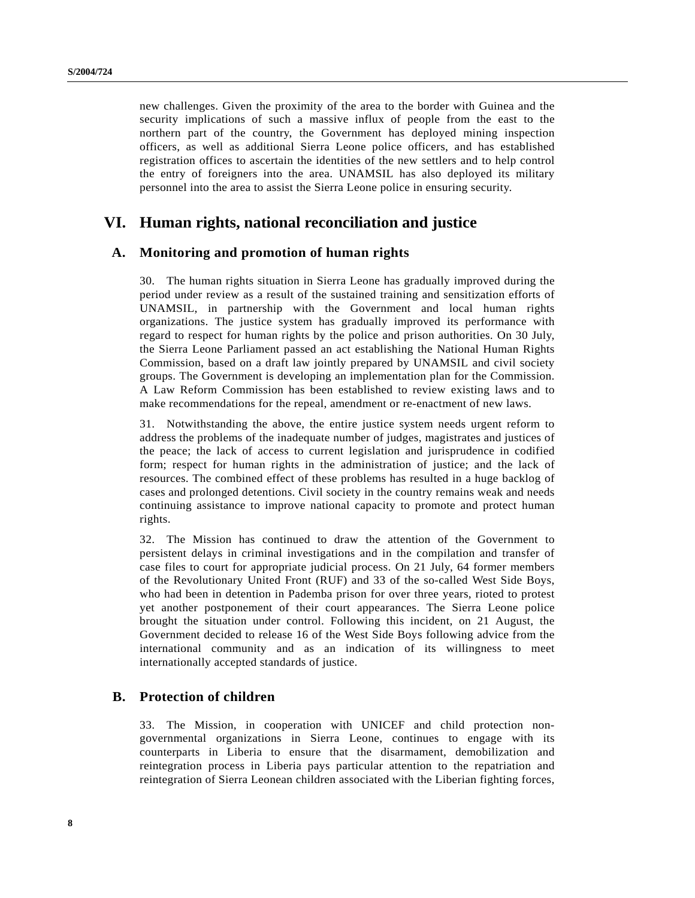new challenges. Given the proximity of the area to the border with Guinea and the security implications of such a massive influx of people from the east to the northern part of the country, the Government has deployed mining inspection officers, as well as additional Sierra Leone police officers, and has established registration offices to ascertain the identities of the new settlers and to help control the entry of foreigners into the area. UNAMSIL has also deployed its military personnel into the area to assist the Sierra Leone police in ensuring security.

# VI. Human rights, national reconciliation and justice

## A. Monitoring and promotion of human rights

30. The human rights situation in Sierra Leone has gradually improved during the period under review as a result of the sustained training and sensitization efforts of UNAMSIL, in partnership with the Government and local human rights organizations. The justice system has gradually improved its performance with regard to respect for human rights by the police and prison authorities. On 30 July, the Sierra Leone Parliament passed an act establishing the National Human Rights Commission, based on a draft law jointly prepared by UNAMSIL and civil society groups. The Government is developing an implementation plan for the Commission. A Law Reform Commission has been established to review existing laws and to make recommendations for the repeal, amendment or re-enactment of new laws.

31. Notwithstanding the above, the entire justice system needs urgent reform to address the problems of the inadequate number of judges, magistrates and justices of the peace; the lack of access to current legislation and jurisprudence in codified form; respect for human rights in the administration of justice; and the lack of resources. The combined effect of these problems has resulted in a huge backlog of cases and prolonged detentions. Civil society in the country remains weak and needs continuing assistance to improve national capacity to promote and protect human rights.

32. The Mission has continued to draw the attention of the Government to persistent delays in criminal investigations and in the compilation and transfer of case files to court for appropriate judicial process. On 21 July, 64 former members of the Revolutionary United Front (RUF) and 33 of the so-called West Side Boys, who had been in detention in Pademba prison for over three years, rioted to protest yet another postponement of their court appearances. The Sierra Leone police brought the situation under control. Following this incident, on 21 August, the Government decided to release 16 of the West Side Boys following advice from the international community and as an indication of its willingness to meet internationally accepted standards of justice.

## B. Protection of children

33. The Mission, in cooperation with UNICEF and child protection non-governmental organizations in Sierra Leone, continues to engage with its counterparts in Liberia to ensure that the disarmament, demobilization and reintegration process in Liberia pays particular attention to the repatriation and reintegration of Sierra Leonean children associated with the Liberian fighting forces,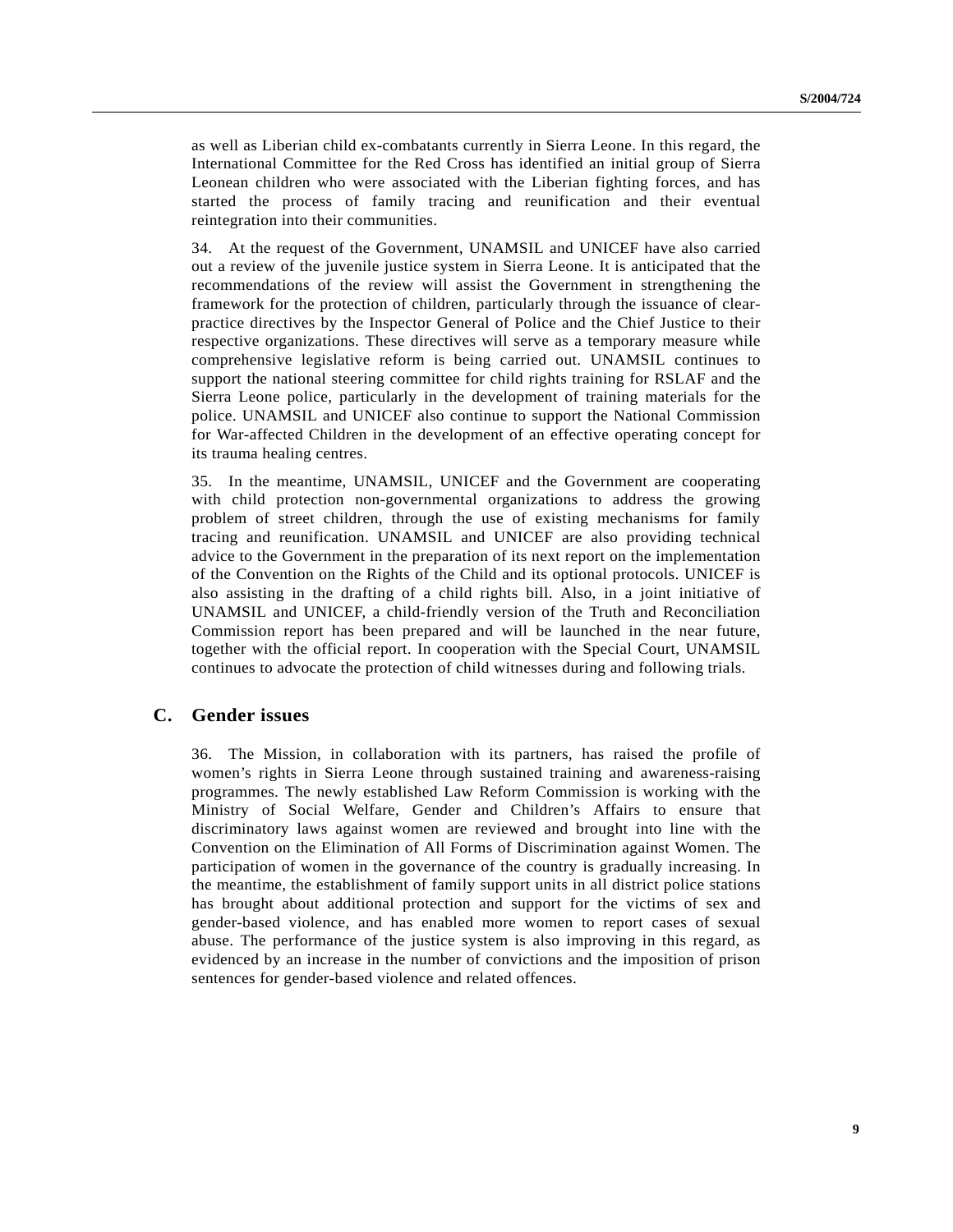as well as Liberian child ex-combatants currently in Sierra Leone. In this regard, the International Committee for the Red Cross has identified an initial group of Sierra Leonean children who were associated with the Liberian fighting forces, and has started the process of family tracing and reunification and their eventual reintegration into their communities.

34. At the request of the Government, UNAMSIL and UNICEF have also carried out a review of the juvenile justice system in Sierra Leone. It is anticipated that the recommendations of the review will assist the Government in strengthening the framework for the protection of children, particularly through the issuance of clear-practice directives by the Inspector General of Police and the Chief Justice to their respective organizations. These directives will serve as a temporary measure while comprehensive legislative reform is being carried out. UNAMSIL continues to support the national steering committee for child rights training for RSLAF and the Sierra Leone police, particularly in the development of training materials for the police. UNAMSIL and UNICEF also continue to support the National Commission for War-affected Children in the development of an effective operating concept for its trauma healing centres.

35. In the meantime, UNAMSIL, UNICEF and the Government are cooperating with child protection non-governmental organizations to address the growing problem of street children, through the use of existing mechanisms for family tracing and reunification. UNAMSIL and UNICEF are also providing technical advice to the Government in the preparation of its next report on the implementation of the Convention on the Rights of the Child and its optional protocols. UNICEF is also assisting in the drafting of a child rights bill. Also, in a joint initiative of UNAMSIL and UNICEF, a child-friendly version of the Truth and Reconciliation Commission report has been prepared and will be launched in the near future, together with the official report. In cooperation with the Special Court, UNAMSIL continues to advocate the protection of child witnesses during and following trials.

## C. Gender issues

36. The Mission, in collaboration with its partners, has raised the profile of women's rights in Sierra Leone through sustained training and awareness-raising programmes. The newly established Law Reform Commission is working with the Ministry of Social Welfare, Gender and Children's Affairs to ensure that discriminatory laws against women are reviewed and brought into line with the Convention on the Elimination of All Forms of Discrimination against Women. The participation of women in the governance of the country is gradually increasing. In the meantime, the establishment of family support units in all district police stations has brought about additional protection and support for the victims of sex and gender-based violence, and has enabled more women to report cases of sexual abuse. The performance of the justice system is also improving in this regard, as evidenced by an increase in the number of convictions and the imposition of prison sentences for gender-based violence and related offences.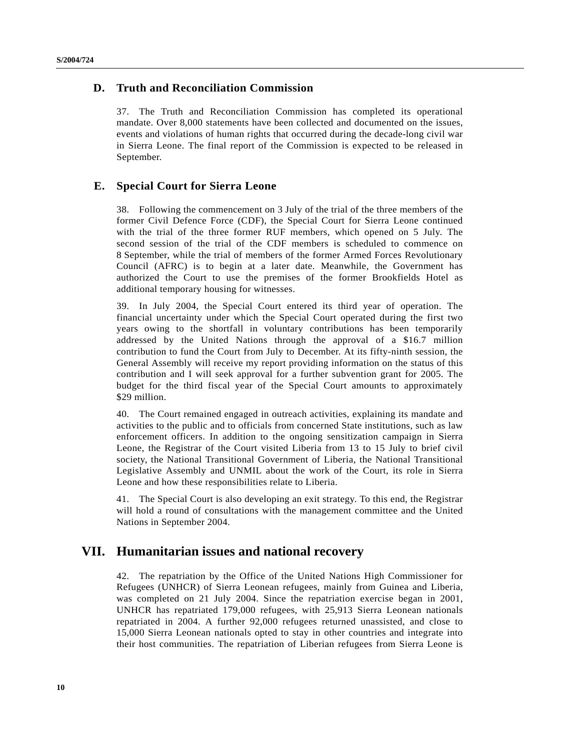### D. Truth and Reconciliation Commission

37. The Truth and Reconciliation Commission has completed its operational mandate. Over 8,000 statements have been collected and documented on the issues, events and violations of human rights that occurred during the decade-long civil war in Sierra Leone. The final report of the Commission is expected to be released in September.

### E. Special Court for Sierra Leone

38. Following the commencement on 3 July of the trial of the three members of the former Civil Defence Force (CDF), the Special Court for Sierra Leone continued with the trial of the three former RUF members, which opened on 5 July. The second session of the trial of the CDF members is scheduled to commence on 8 September, while the trial of members of the former Armed Forces Revolutionary Council (AFRC) is to begin at a later date. Meanwhile, the Government has authorized the Court to use the premises of the former Brookfields Hotel as additional temporary housing for witnesses.

39. In July 2004, the Special Court entered its third year of operation. The financial uncertainty under which the Special Court operated during the first two years owing to the shortfall in voluntary contributions has been temporarily addressed by the United Nations through the approval of a \$16.7 million contribution to fund the Court from July to December. At its fifty-ninth session, the General Assembly will receive my report providing information on the status of this contribution and I will seek approval for a further subvention grant for 2005. The budget for the third fiscal year of the Special Court amounts to approximately \$29 million.

40. The Court remained engaged in outreach activities, explaining its mandate and activities to the public and to officials from concerned State institutions, such as law enforcement officers. In addition to the ongoing sensitization campaign in Sierra Leone, the Registrar of the Court visited Liberia from 13 to 15 July to brief civil society, the National Transitional Government of Liberia, the National Transitional Legislative Assembly and UNMIL about the work of the Court, its role in Sierra Leone and how these responsibilities relate to Liberia.

41. The Special Court is also developing an exit strategy. To this end, the Registrar will hold a round of consultations with the management committee and the United Nations in September 2004.

## VII. Humanitarian issues and national recovery

42. The repatriation by the Office of the United Nations High Commissioner for Refugees (UNHCR) of Sierra Leonean refugees, mainly from Guinea and Liberia, was completed on 21 July 2004. Since the repatriation exercise began in 2001, UNHCR has repatriated 179,000 refugees, with 25,913 Sierra Leonean nationals repatriated in 2004. A further 92,000 refugees returned unassisted, and close to 15,000 Sierra Leonean nationals opted to stay in other countries and integrate into their host communities. The repatriation of Liberian refugees from Sierra Leone is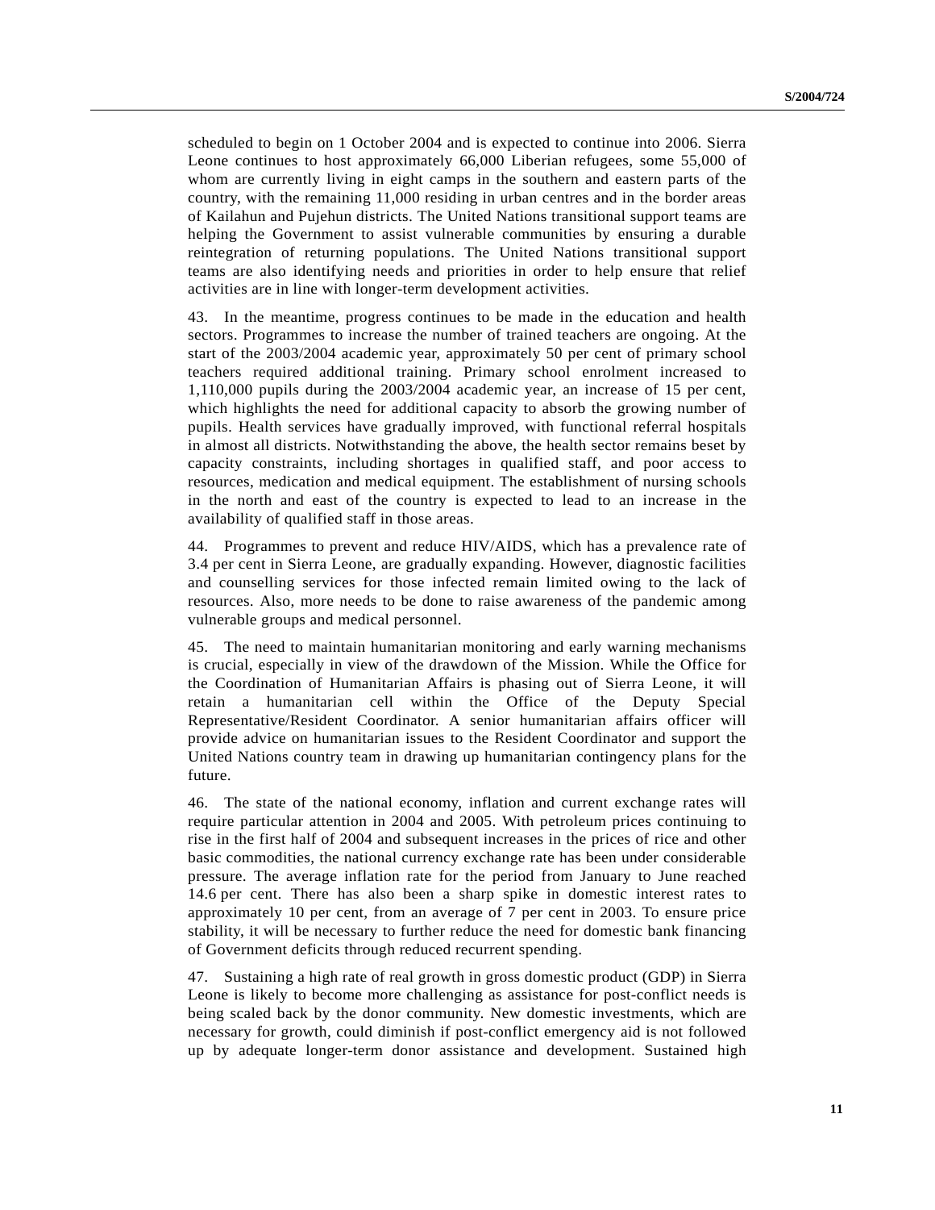scheduled to begin on 1 October 2004 and is expected to continue into 2006. Sierra Leone continues to host approximately 66,000 Liberian refugees, some 55,000 of whom are currently living in eight camps in the southern and eastern parts of the country, with the remaining 11,000 residing in urban centres and in the border areas of Kailahun and Pujehun districts. The United Nations transitional support teams are helping the Government to assist vulnerable communities by ensuring a durable reintegration of returning populations. The United Nations transitional support teams are also identifying needs and priorities in order to help ensure that relief activities are in line with longer-term development activities.

43. In the meantime, progress continues to be made in the education and health sectors. Programmes to increase the number of trained teachers are ongoing. At the start of the 2003/2004 academic year, approximately 50 per cent of primary school teachers required additional training. Primary school enrolment increased to 1,110,000 pupils during the 2003/2004 academic year, an increase of 15 per cent, which highlights the need for additional capacity to absorb the growing number of pupils. Health services have gradually improved, with functional referral hospitals in almost all districts. Notwithstanding the above, the health sector remains beset by capacity constraints, including shortages in qualified staff, and poor access to resources, medication and medical equipment. The establishment of nursing schools in the north and east of the country is expected to lead to an increase in the availability of qualified staff in those areas.

44. Programmes to prevent and reduce HIV/AIDS, which has a prevalence rate of 3.4 per cent in Sierra Leone, are gradually expanding. However, diagnostic facilities and counselling services for those infected remain limited owing to the lack of resources. Also, more needs to be done to raise awareness of the pandemic among vulnerable groups and medical personnel.

45. The need to maintain humanitarian monitoring and early warning mechanisms is crucial, especially in view of the drawdown of the Mission. While the Office for the Coordination of Humanitarian Affairs is phasing out of Sierra Leone, it will retain a humanitarian cell within the Office of the Deputy Special Representative/Resident Coordinator. A senior humanitarian affairs officer will provide advice on humanitarian issues to the Resident Coordinator and support the United Nations country team in drawing up humanitarian contingency plans for the future.

46. The state of the national economy, inflation and current exchange rates will require particular attention in 2004 and 2005. With petroleum prices continuing to rise in the first half of 2004 and subsequent increases in the prices of rice and other basic commodities, the national currency exchange rate has been under considerable pressure. The average inflation rate for the period from January to June reached 14.6 per cent. There has also been a sharp spike in domestic interest rates to approximately 10 per cent, from an average of 7 per cent in 2003. To ensure price stability, it will be necessary to further reduce the need for domestic bank financing of Government deficits through reduced recurrent spending.

47. Sustaining a high rate of real growth in gross domestic product (GDP) in Sierra Leone is likely to become more challenging as assistance for post-conflict needs is being scaled back by the donor community. New domestic investments, which are necessary for growth, could diminish if post-conflict emergency aid is not followed up by adequate longer-term donor assistance and development. Sustained high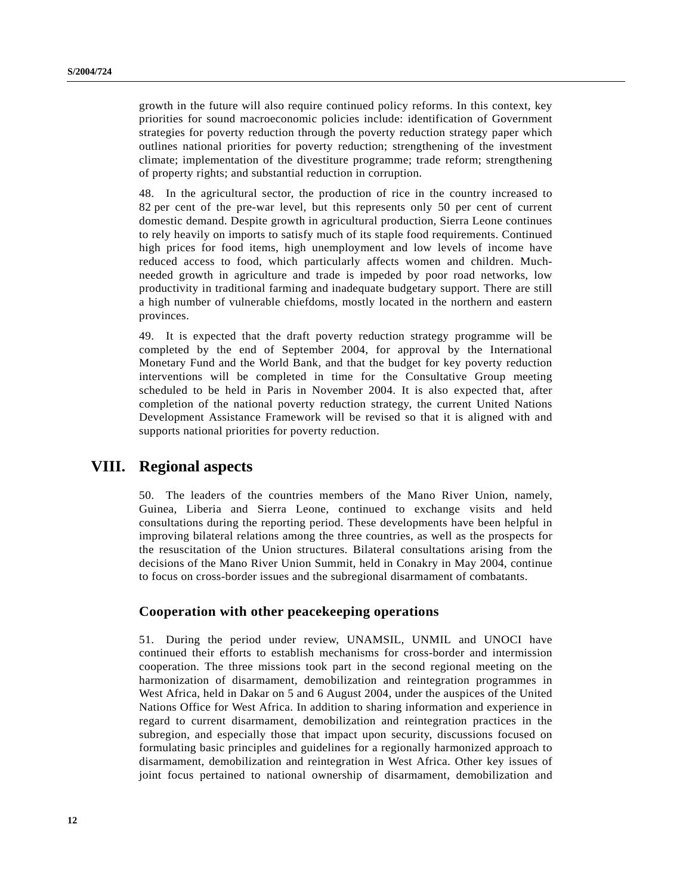growth in the future will also require continued policy reforms. In this context, key priorities for sound macroeconomic policies include: identification of Government strategies for poverty reduction through the poverty reduction strategy paper which outlines national priorities for poverty reduction; strengthening of the investment climate; implementation of the divestiture programme; trade reform; strengthening of property rights; and substantial reduction in corruption.

48. In the agricultural sector, the production of rice in the country increased to 82 per cent of the pre-war level, but this represents only 50 per cent of current domestic demand. Despite growth in agricultural production, Sierra Leone continues to rely heavily on imports to satisfy much of its staple food requirements. Continued high prices for food items, high unemployment and low levels of income have reduced access to food, which particularly affects women and children. Much-needed growth in agriculture and trade is impeded by poor road networks, low productivity in traditional farming and inadequate budgetary support. There are still a high number of vulnerable chiefdoms, mostly located in the northern and eastern provinces.

49. It is expected that the draft poverty reduction strategy programme will be completed by the end of September 2004, for approval by the International Monetary Fund and the World Bank, and that the budget for key poverty reduction interventions will be completed in time for the Consultative Group meeting scheduled to be held in Paris in November 2004. It is also expected that, after completion of the national poverty reduction strategy, the current United Nations Development Assistance Framework will be revised so that it is aligned with and supports national priorities for poverty reduction.

# VIII. Regional aspects

50. The leaders of the countries members of the Mano River Union, namely, Guinea, Liberia and Sierra Leone, continued to exchange visits and held consultations during the reporting period. These developments have been helpful in improving bilateral relations among the three countries, as well as the prospects for the resuscitation of the Union structures. Bilateral consultations arising from the decisions of the Mano River Union Summit, held in Conakry in May 2004, continue to focus on cross-border issues and the subregional disarmament of combatants.

## Cooperation with other peacekeeping operations

51. During the period under review, UNAMSIL, UNMIL and UNOCI have continued their efforts to establish mechanisms for cross-border and intermission cooperation. The three missions took part in the second regional meeting on the harmonization of disarmament, demobilization and reintegration programmes in West Africa, held in Dakar on 5 and 6 August 2004, under the auspices of the United Nations Office for West Africa. In addition to sharing information and experience in regard to current disarmament, demobilization and reintegration practices in the subregion, and especially those that impact upon security, discussions focused on formulating basic principles and guidelines for a regionally harmonized approach to disarmament, demobilization and reintegration in West Africa. Other key issues of joint focus pertained to national ownership of disarmament, demobilization and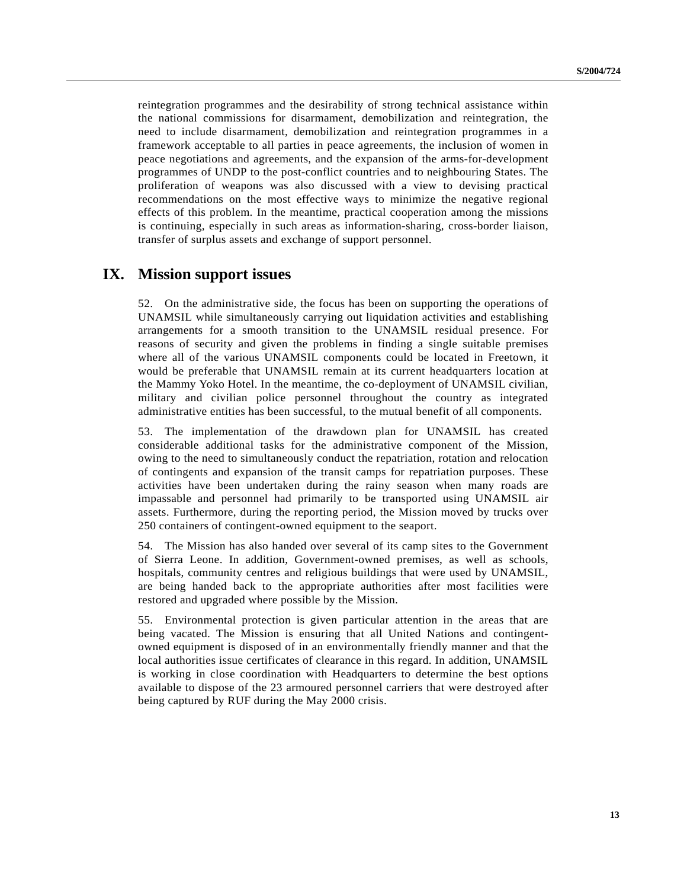reintegration programmes and the desirability of strong technical assistance within the national commissions for disarmament, demobilization and reintegration, the need to include disarmament, demobilization and reintegration programmes in a framework acceptable to all parties in peace agreements, the inclusion of women in peace negotiations and agreements, and the expansion of the arms-for-development programmes of UNDP to the post-conflict countries and to neighbouring States. The proliferation of weapons was also discussed with a view to devising practical recommendations on the most effective ways to minimize the negative regional effects of this problem. In the meantime, practical cooperation among the missions is continuing, especially in such areas as information-sharing, cross-border liaison, transfer of surplus assets and exchange of support personnel.

## IX. Mission support issues

52. On the administrative side, the focus has been on supporting the operations of UNAMSIL while simultaneously carrying out liquidation activities and establishing arrangements for a smooth transition to the UNAMSIL residual presence. For reasons of security and given the problems in finding a single suitable premises where all of the various UNAMSIL components could be located in Freetown, it would be preferable that UNAMSIL remain at its current headquarters location at the Mammy Yoko Hotel. In the meantime, the co-deployment of UNAMSIL civilian, military and civilian police personnel throughout the country as integrated administrative entities has been successful, to the mutual benefit of all components.

53. The implementation of the drawdown plan for UNAMSIL has created considerable additional tasks for the administrative component of the Mission, owing to the need to simultaneously conduct the repatriation, rotation and relocation of contingents and expansion of the transit camps for repatriation purposes. These activities have been undertaken during the rainy season when many roads are impassable and personnel had primarily to be transported using UNAMSIL air assets. Furthermore, during the reporting period, the Mission moved by trucks over 250 containers of contingent-owned equipment to the seaport.

54. The Mission has also handed over several of its camp sites to the Government of Sierra Leone. In addition, Government-owned premises, as well as schools, hospitals, community centres and religious buildings that were used by UNAMSIL, are being handed back to the appropriate authorities after most facilities were restored and upgraded where possible by the Mission.

55. Environmental protection is given particular attention in the areas that are being vacated. The Mission is ensuring that all United Nations and contingent-owned equipment is disposed of in an environmentally friendly manner and that the local authorities issue certificates of clearance in this regard. In addition, UNAMSIL is working in close coordination with Headquarters to determine the best options available to dispose of the 23 armoured personnel carriers that were destroyed after being captured by RUF during the May 2000 crisis.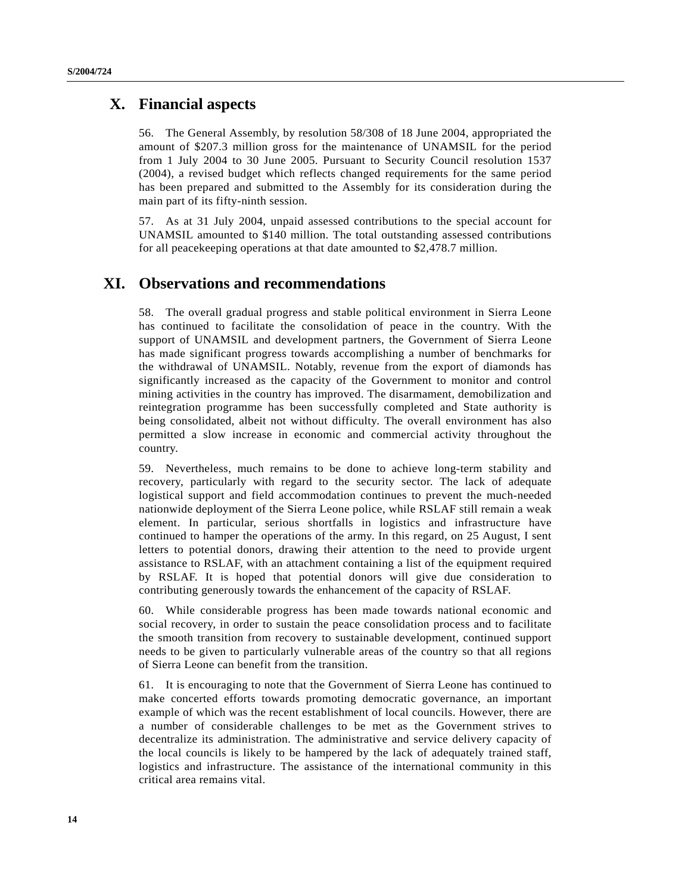## X. Financial aspects

56. The General Assembly, by resolution 58/308 of 18 June 2004, appropriated the amount of $207.3 million gross for the maintenance of UNAMSIL for the period from 1 July 2004 to 30 June 2005. Pursuant to Security Council resolution 1537 (2004), a revised budget which reflects changed requirements for the same period has been prepared and submitted to the Assembly for its consideration during the main part of its fifty-ninth session.

57. As at 31 July 2004, unpaid assessed contributions to the special account for UNAMSIL amounted to $140 million. The total outstanding assessed contributions for all peacekeeping operations at that date amounted to $2,478.7 million.

## XI. Observations and recommendations

58. The overall gradual progress and stable political environment in Sierra Leone has continued to facilitate the consolidation of peace in the country. With the support of UNAMSIL and development partners, the Government of Sierra Leone has made significant progress towards accomplishing a number of benchmarks for the withdrawal of UNAMSIL. Notably, revenue from the export of diamonds has significantly increased as the capacity of the Government to monitor and control mining activities in the country has improved. The disarmament, demobilization and reintegration programme has been successfully completed and State authority is being consolidated, albeit not without difficulty. The overall environment has also permitted a slow increase in economic and commercial activity throughout the country.

59. Nevertheless, much remains to be done to achieve long-term stability and recovery, particularly with regard to the security sector. The lack of adequate logistical support and field accommodation continues to prevent the much-needed nationwide deployment of the Sierra Leone police, while RSLAF still remain a weak element. In particular, serious shortfalls in logistics and infrastructure have continued to hamper the operations of the army. In this regard, on 25 August, I sent letters to potential donors, drawing their attention to the need to provide urgent assistance to RSLAF, with an attachment containing a list of the equipment required by RSLAF. It is hoped that potential donors will give due consideration to contributing generously towards the enhancement of the capacity of RSLAF.

60. While considerable progress has been made towards national economic and social recovery, in order to sustain the peace consolidation process and to facilitate the smooth transition from recovery to sustainable development, continued support needs to be given to particularly vulnerable areas of the country so that all regions of Sierra Leone can benefit from the transition.

61. It is encouraging to note that the Government of Sierra Leone has continued to make concerted efforts towards promoting democratic governance, an important example of which was the recent establishment of local councils. However, there are a number of considerable challenges to be met as the Government strives to decentralize its administration. The administrative and service delivery capacity of the local councils is likely to be hampered by the lack of adequately trained staff, logistics and infrastructure. The assistance of the international community in this critical area remains vital.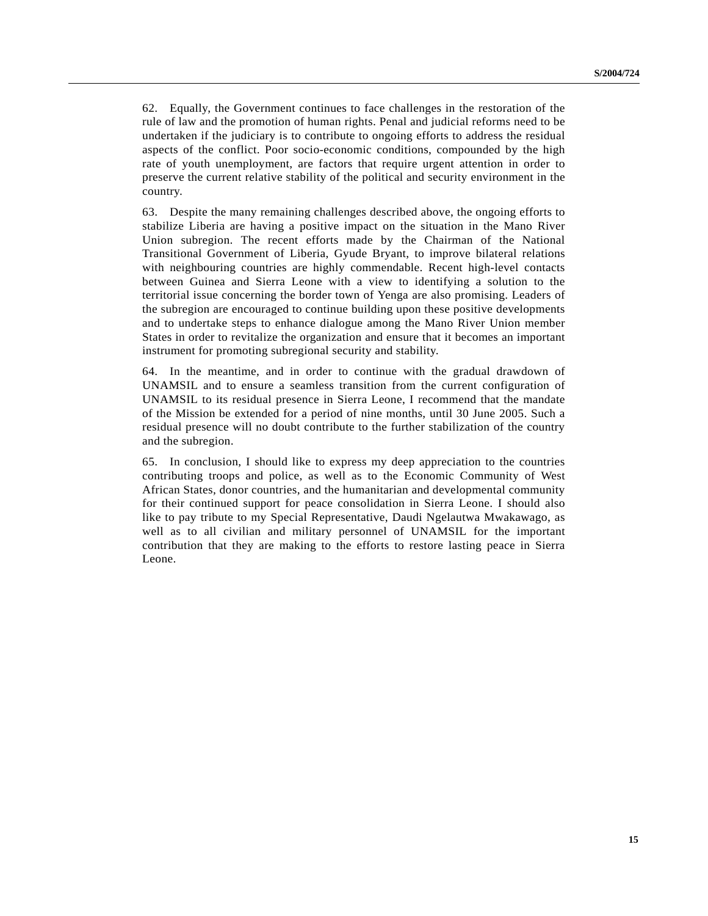62. Equally, the Government continues to face challenges in the restoration of the rule of law and the promotion of human rights. Penal and judicial reforms need to be undertaken if the judiciary is to contribute to ongoing efforts to address the residual aspects of the conflict. Poor socio-economic conditions, compounded by the high rate of youth unemployment, are factors that require urgent attention in order to preserve the current relative stability of the political and security environment in the country.

63. Despite the many remaining challenges described above, the ongoing efforts to stabilize Liberia are having a positive impact on the situation in the Mano River Union subregion. The recent efforts made by the Chairman of the National Transitional Government of Liberia, Gyude Bryant, to improve bilateral relations with neighbouring countries are highly commendable. Recent high-level contacts between Guinea and Sierra Leone with a view to identifying a solution to the territorial issue concerning the border town of Yenga are also promising. Leaders of the subregion are encouraged to continue building upon these positive developments and to undertake steps to enhance dialogue among the Mano River Union member States in order to revitalize the organization and ensure that it becomes an important instrument for promoting subregional security and stability.

64. In the meantime, and in order to continue with the gradual drawdown of UNAMSIL and to ensure a seamless transition from the current configuration of UNAMSIL to its residual presence in Sierra Leone, I recommend that the mandate of the Mission be extended for a period of nine months, until 30 June 2005. Such a residual presence will no doubt contribute to the further stabilization of the country and the subregion.

65. In conclusion, I should like to express my deep appreciation to the countries contributing troops and police, as well as to the Economic Community of West African States, donor countries, and the humanitarian and developmental community for their continued support for peace consolidation in Sierra Leone. I should also like to pay tribute to my Special Representative, Daudi Ngelautwa Mwakawago, as well as to all civilian and military personnel of UNAMSIL for the important contribution that they are making to the efforts to restore lasting peace in Sierra Leone.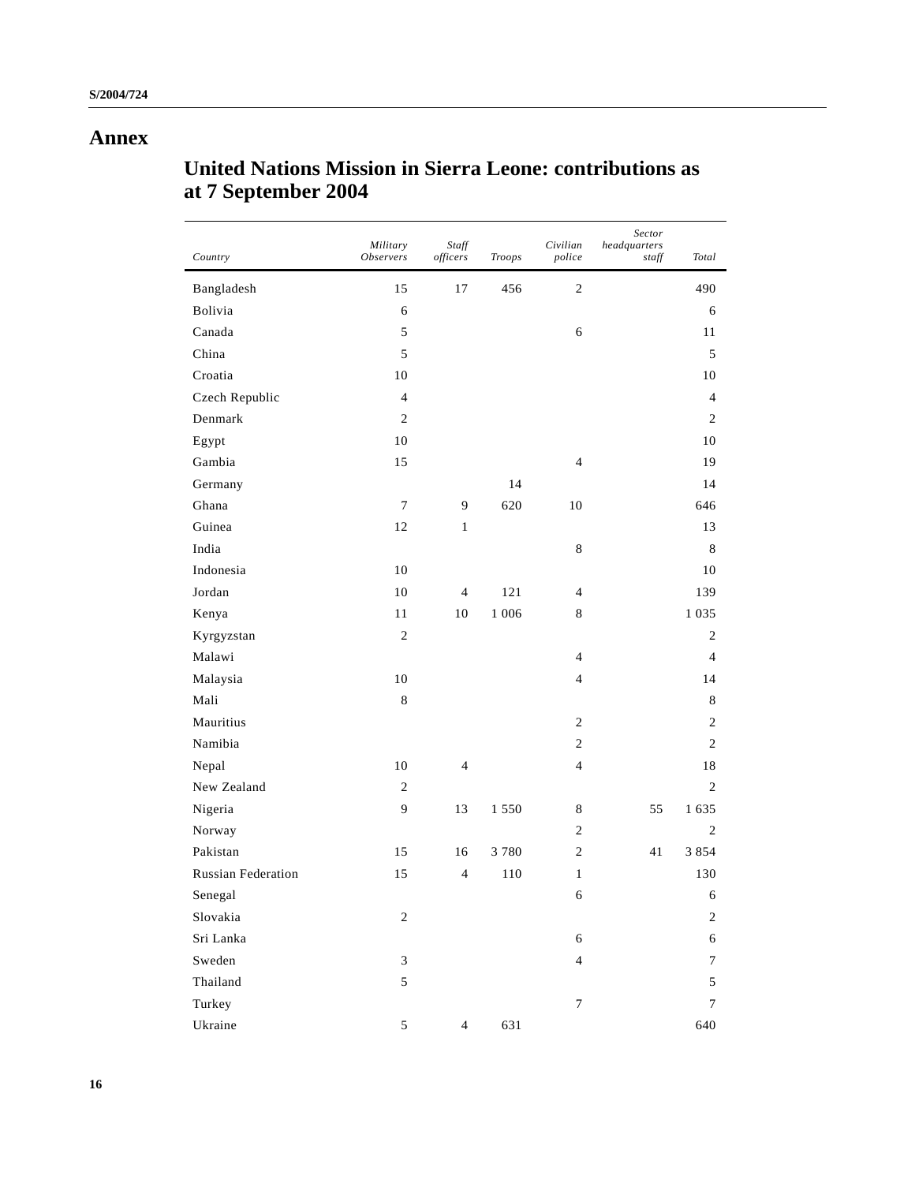# Annex

## United Nations Mission in Sierra Leone: contributions as at 7 September 2004

| Country | Military Observers | Staff officers | Troops | Civilian police | Sector headquarters staff | Total |
|---|---|---|---|---|---|---|
| Bangladesh | 15 | 17 | 456 | 2 | | 490 |
| Bolivia | 6 | | | | | 6 |
| Canada | 5 | | | 6 | | 11 |
| China | 5 | | | | | 5 |
| Croatia | 10 | | | | | 10 |
| Czech Republic | 4 | | | | | 4 |
| Denmark | 2 | | | | | 2 |
| Egypt | 10 | | | | | 10 |
| Gambia | 15 | | | 4 | | 19 |
| Germany | | | 14 | | | 14 |
| Ghana | 7 | 9 | 620 | 10 | | 646 |
| Guinea | 12 | 1 | | | | 13 |
| India | | | | 8 | | 8 |
| Indonesia | 10 | | | | | 10 |
| Jordan | 10 | 4 | 121 | 4 | | 139 |
| Kenya | 11 | 10 | 1 006 | 8 | | 1 035 |
| Kyrgyzstan | 2 | | | | | 2 |
| Malawi | | | | 4 | | 4 |
| Malaysia | 10 | | | 4 | | 14 |
| Mali | 8 | | | | | 8 |
| Mauritius | | | | 2 | | 2 |
| Namibia | | | | 2 | | 2 |
| Nepal | 10 | 4 | | 4 | | 18 |
| New Zealand | 2 | | | | | 2 |
| Nigeria | 9 | 13 | 1 550 | 8 | 55 | 1 635 |
| Norway | | | | 2 | | 2 |
| Pakistan | 15 | 16 | 3 780 | 2 | 41 | 3 854 |
| Russian Federation | 15 | 4 | 110 | 1 | | 130 |
| Senegal | | | | 6 | | 6 |
| Slovakia | 2 | | | | | 2 |
| Sri Lanka | | | | 6 | | 6 |
| Sweden | 3 | | | 4 | | 7 |
| Thailand | 5 | | | | | 5 |
| Turkey | | | | 7 | | 7 |
| Ukraine | 5 | 4 | 631 | | | 640 |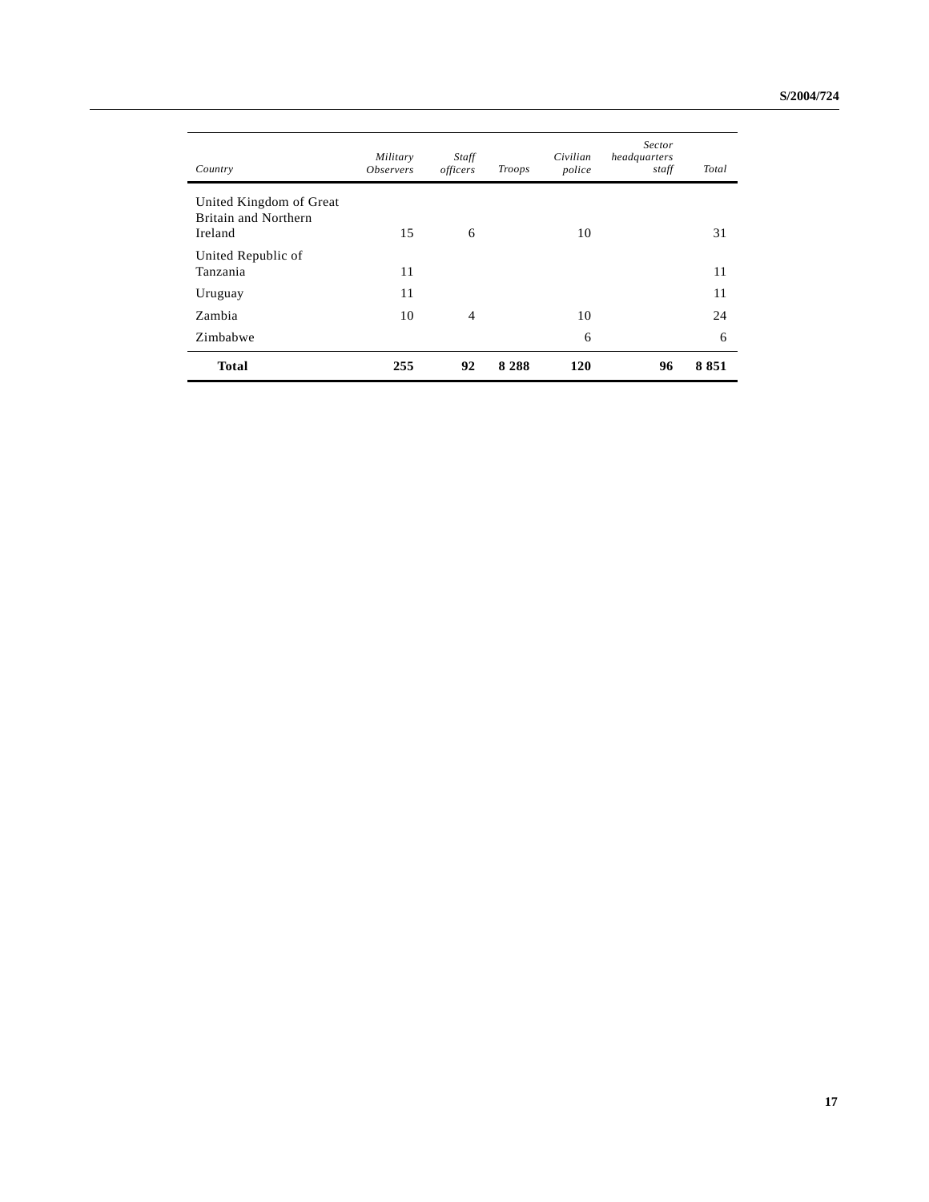| *Country* | *Military Observers* | *Staff officers* | *Troops* | *Civilian police* | *Sector headquarters staff* | *Total* |
|---|---|---|---|---|---|---|
| United Kingdom of Great Britain and Northern Ireland | 15 | 6 | | 10 | | 31 |
| United Republic of Tanzania | 11 | | | | | 11 |
| Uruguay | 11 | | | | | 11 |
| Zambia | 10 | 4 | | 10 | | 24 |
| Zimbabwe | | | | 6 | | 6 |
| **Total** | **255** | **92** | **8 288** | **120** | **96** | **8 851** |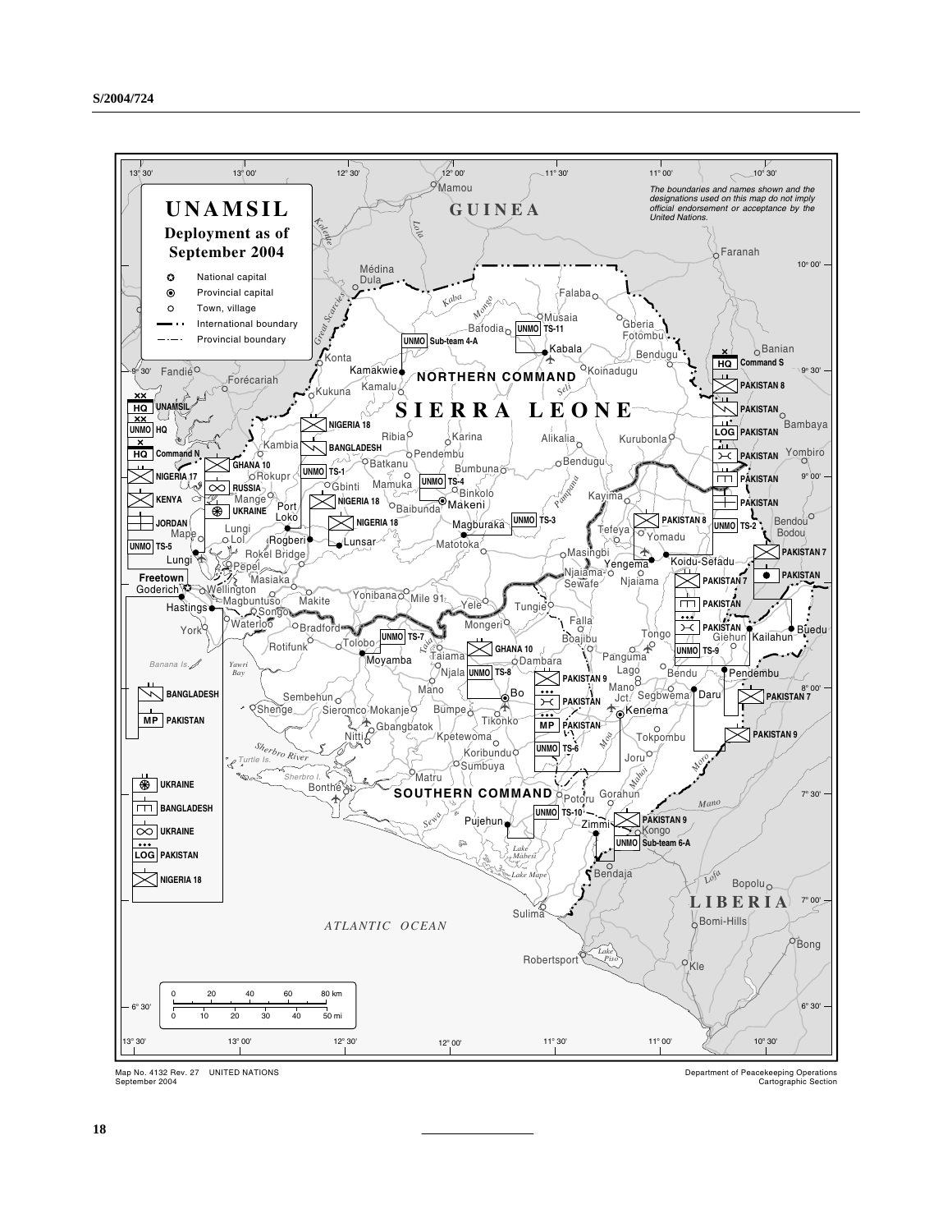# UNAMSIL

## Deployment as of September 2004

National capital

Provincial capital

Town, village

International boundary

Provincial boundary

The boundaries and names shown and the designations used on this map do not imply official endorsement or acceptance by the United Nations.

GUINEA

SIERRA LEONE

NORTHERN COMMAND

SOUTHERN COMMAND

LIBERIA

ATLANTIC OCEAN

UNAMSIL HQ

UNMO HQ

HQ Command N

NIGERIA 17

KENYA

JORDAN

UNMO TS-5

GHANA 10

RUSSIA

UKRAINE

NIGERIA 18

BANGLADESH

UNMO TS-1

UNMO Sub-team 4-A

UNMO TS-11

UNMO TS-4

UNMO TS-3

UNMO TS-7

GHANA 10

UNMO TS-8

PAKISTAN 9

PAKISTAN

MP PAKISTAN

UNMO TS-6

UNMO TS-10

PAKISTAN 9

UNMO Sub-team 6-A

HQ Command S

PAKISTAN 8

PAKISTAN

LOG PAKISTAN

UNMO TS-2

PAKISTAN 7

UNMO TS-9

BANGLADESH

MP PAKISTAN

UKRAINE

BANGLADESH

UKRAINE

LOG PAKISTAN

NIGERIA 18

0 20 40 60 80 km

0 10 20 30 40 50 mi

Map No. 4132 Rev. 27 UNITED NATIONS
September 2004

Department of Peacekeeping Operations
Cartographic Section